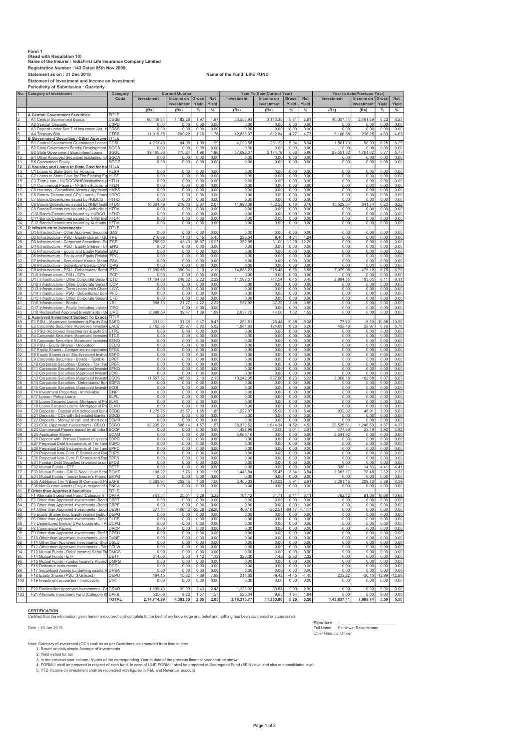**Form 1**
**(Read with Regulation 10)**
**Name of the Insurer : IndiaFirst Life Insurance Company Limited**
**Registration Number :143 Dated 05th Nov 2009**
**Statement as on : 31 Dec 2018** **Name of the Fund: LIFE FUND**
**Statement of Investment and Income on Investment**
**Periodicity of Submission : Quarterly**

| No. | Category of Investment | Category Code | Current Quarter | | | | Year To Date(Current Year) | | | | Year to date(Previous Year) | | | |
|---|---|---|---|---|---|---|---|---|---|---|---|---|---|---|
| | | | Investment | Income on Investment | Gross Yield | Net Yield | Investment | Income on Investment | Gross Yield | Net Yield | Investment | Income on Investment | Gross Yield | Net Yield |
| | | | (Rs) | (Rs) | % | % | (Rs) | (Rs) | % | % | (Rs) | (Rs) | % | % |
| 1 | A Central Government Securities | TITLE | | | | | | | | | | | | |
| 2 | A1 Central Government Bonds | CGSB | 60,149.81 | 1,182.28 | 1.97 | 1.97 | 53,555.93 | 3,113.35 | 5.81 | 5.81 | 40,007.44 | 2,491.69 | 6.23 | 6.23 |
| 3 | A2 Special Deposits | CSPD | 0.00 | 0.00 | 0.00 | 0.00 | 0.00 | 0.00 | 0.00 | 0.00 | 0.00 | 0.00 | 0.00 | 0.00 |
| 4 | A3 Deposit under Sec 7 of Insurance Act, 1 | CDSS | 0.00 | 0.00 | 0.00 | 0.00 | 0.00 | 0.00 | 0.00 | 0.00 | 0.00 | 0.00 | 0.00 | 0.00 |
| 5 | A4 Treasury Bills | CTRB | 11,919.78 | 209.22 | 1.76 | 1.76 | 12,858.97 | 612.84 | 4.77 | 4.77 | 5,106.68 | 236.25 | 4.63 | 4.63 |
| 6 | B Government Securities / Other Approved | TITLE | | | | | | | | | | | | |
| 7 | B1 Central Government Guaranteed Loans/ | CGSL | 4,213.40 | 84.05 | 1.99 | 1.99 | 4,229.58 | 251.22 | 5.94 | 5.94 | 1,581.73 | 98.93 | 6.25 | 6.25 |
| 8 | B2 State Government Bonds/ Development | SGGB | 0.00 | 0.00 | 0.00 | 0.00 | 0.00 | 0.00 | 0.00 | 0.00 | 0.00 | 0.00 | 0.00 | 0.00 |
| 9 | B3 State Government Guaranteed Loans | SGGL | 39,485.86 | 775.24 | 1.96 | 1.96 | 37,092.67 | 2,174.79 | 5.86 | 5.86 | 29,551.32 | 1,704.62 | 5.77 | 5.77 |
| 10 | B4 Other Approved Securities (excluding Inf | SGOA | 0.00 | 0.00 | 0.00 | 0.00 | 0.00 | 0.00 | 0.00 | 0.00 | 0.00 | 0.00 | 0.00 | 0.00 |
| 11 | B5 Guaranteed Equity | SGGE | 0.00 | 0.00 | 0.00 | 0.00 | 0.00 | 0.00 | 0.00 | 0.00 | 0.00 | 0.00 | 0.00 | 0.00 |
| 12 | C Housing and Loans to State Govt for ho | TITLE | | | | | | | | | | | | |
| 13 | C1 Loans to State Govt. for Housing | HLSH | 0.00 | 0.00 | 0.00 | 0.00 | 0.00 | 0.00 | 0.00 | 0.00 | 0.00 | 0.00 | 0.00 | 0.00 |
| 14 | C2 Loans to State Govt. for Fire Fighting Eq | HLSF | 0.00 | 0.00 | 0.00 | 0.00 | 0.00 | 0.00 | 0.00 | 0.00 | 0.00 | 0.00 | 0.00 | 0.00 |
| 15 | C3 Term Loan - HUDCO/NHB/Institutions a | HTLH | 0.00 | 0.00 | 0.00 | 0.00 | 0.00 | 0.00 | 0.00 | 0.00 | 0.00 | 0.00 | 0.00 | 0.00 |
| 16 | C4 Commercial Papers - NHB/Institutions a | HTLN | 0.00 | 0.00 | 0.00 | 0.00 | 0.00 | 0.00 | 0.00 | 0.00 | 0.00 | 0.00 | 0.00 | 0.00 |
| 17 | C5 Housing - Securitised Assets ( Approved | HMBS | 0.00 | 0.00 | 0.00 | 0.00 | 0.00 | 0.00 | 0.00 | 0.00 | 0.00 | 0.00 | 0.00 | 0.00 |
| 18 | C6 Bonds/ Debentures/ CPs/ Loans - Prome | HDPG | 0.00 | 0.00 | 0.00 | 0.00 | 0.00 | 0.00 | 0.00 | 0.00 | 0.00 | 0.00 | 0.00 | 0.00 |
| 19 | C7 Bonds/Debentures issued by HUDCO | HTHD | 0.00 | 0.00 | 0.00 | 0.00 | 0.00 | 0.00 | 0.00 | 0.00 | 0.00 | 0.00 | 0.00 | 0.00 |
| 20 | C8 Bonds/Debentures issued by NHB/ Instit | HTDN | 10,584.49 | 219.63 | 2.07 | 2.07 | 11,890.39 | 732.53 | 6.16 | 6.16 | 13,529.54 | 841.84 | 6.22 | 6.22 |
| 21 | C9 Bonds/Debentures issued by Authority c | HTDA | 0.00 | 0.00 | 0.00 | 0.00 | 0.00 | 0.00 | 0.00 | 0.00 | 0.00 | 0.00 | 0.00 | 0.00 |
| 22 | C10 Bonds/Debentures issued by HUDCO | HFHD | 0.00 | 0.00 | 0.00 | 0.00 | 0.00 | 0.00 | 0.00 | 0.00 | 0.00 | 0.00 | 0.00 | 0.00 |
| 23 | C11 Bonds/Debentures issued by NHB/ Inst | HFDN | 0.00 | 0.00 | 0.00 | 0.00 | 0.00 | 0.00 | 0.00 | 0.00 | 0.00 | 0.00 | 0.00 | 0.00 |
| 24 | C12 Bonds/Debentures issued by Authority | HFDA | 0.00 | 0.00 | 0.00 | 0.00 | 0.00 | 0.00 | 0.00 | 0.00 | 0.00 | 0.00 | 0.00 | 0.00 |
| 25 | D Infrastructure Investments | TITLE | | | | | | | | | | | | |
| 26 | D1 Infrastructure - Other Approved Securitie | ISAS | 0.00 | 0.00 | 0.00 | 0.00 | 0.00 | 0.00 | 0.00 | 0.00 | 0.00 | 0.00 | 0.00 | 0.00 |
| 27 | D2 Infrastructure - PSU - Equity shares - Qu | ITPE | 216.98 | 11.83 | 5.45 | 5.45 | 223.04 | 9.46 | 4.24 | 4.24 | 0.00 | 0.00 | 0.00 | 0.00 |
| 28 | D3 Infrastructure - Corporate Securities - Eq | ITCE | 255.92 | 43.43 | 16.97 | 16.97 | 252.95 | 31.09 | 12.29 | 12.29 | 0.00 | 0.00 | 0.00 | 0.00 |
| 29 | D4 Infrastructure - PSU - Equity Shares - Ur | IENQ | 0.00 | 0.00 | 0.00 | 0.00 | 0.00 | 0.00 | 0.00 | 0.00 | 0.00 | 0.00 | 0.00 | 0.00 |
| 30 | D5 Infrastructure - Equity and Equity Related | IEUQ | 0.00 | 0.00 | 0.00 | 0.00 | 0.00 | 0.00 | 0.00 | 0.00 | 0.00 | 0.00 | 0.00 | 0.00 |
| 31 | D6 Infrastructure - Equity and Equity Related | IEPG | 0.00 | 0.00 | 0.00 | 0.00 | 0.00 | 0.00 | 0.00 | 0.00 | 0.00 | 0.00 | 0.00 | 0.00 |
| 32 | D7 Infrastructure - Securitised Assets (Appr | IESA | 0.00 | 0.00 | 0.00 | 0.00 | 0.00 | 0.00 | 0.00 | 0.00 | 0.00 | 0.00 | 0.00 | 0.00 |
| 33 | D8 Infrastructure - Debenture/ Bonds/ CPs/ | IDPG | 0.00 | 0.00 | 0.00 | 0.00 | 0.00 | 0.00 | 0.00 | 0.00 | 0.00 | 0.00 | 0.00 | 0.00 |
| 34 | D9 Infrastructure - PSU - Debentures/ Bond | IPTD | 17,890.65 | 390.94 | 2.19 | 2.19 | 14,888.23 | 975.48 | 6.55 | 6.55 | 7,079.05 | 478.10 | 6.75 | 6.75 |
| 35 | D10 Infrastructure - PSU - CPs | IPCP | 0.00 | 0.00 | 0.00 | 0.00 | 0.00 | 0.00 | 0.00 | 0.00 | 0.00 | 0.00 | 0.00 | 0.00 |
| 36 | D11 Infrastructure - Other Corporate Securit | ICTD | 11,164.60 | 248.32 | 2.22 | 2.22 | 11,592.57 | 747.54 | 6.45 | 6.45 | 2,994.85 | 183.05 | 6.11 | 6.11 |
| 37 | D12 Infrastructure - Other Corporate Securit | ICCP | 0.00 | 0.00 | 0.00 | 0.00 | 0.00 | 0.00 | 0.00 | 0.00 | 0.00 | 0.00 | 0.00 | 0.00 |
| 38 | D13 Infrastructure - Term Loans (with Charg | ILWC | 0.00 | 0.00 | 0.00 | 0.00 | 0.00 | 0.00 | 0.00 | 0.00 | 0.00 | 0.00 | 0.00 | 0.00 |
| 39 | D14 Infrastructure - PSU - Debentures/ Bon | IPFD | 0.00 | 0.00 | 0.00 | 0.00 | 0.00 | 0.00 | 0.00 | 0.00 | 0.00 | 0.00 | 0.00 | 0.00 |
| 40 | D15 Infrastructure - Other Corporate Securit | ICFD | 0.00 | 0.00 | 0.00 | 0.00 | 0.00 | 0.00 | 0.00 | 0.00 | 0.00 | 0.00 | 0.00 | 0.00 |
| 41 | D16 Infrastructure - Bonds | ILBI | 958.73 | 21.27 | 2.22 | 2.22 | 957.92 | 37.22 | 3.89 | 3.89 | 0.00 | 0.00 | 0.00 | 0.00 |
| 42 | D17 Infrastructure - Equity (including unliste | IOEQ | 0.00 | 0.00 | 0.00 | 0.00 | 0.00 | 0.00 | 0.00 | 0.00 | 0.00 | 0.00 | 0.00 | 0.00 |
| 43 | D18 Reclassified Approved Investments - De | IORD | 2,988.59 | 32.47 | 1.09 | 1.09 | 2,937.75 | 44.66 | 1.52 | 1.52 | 0.00 | 0.00 | 0.00 | 0.00 |
| 44 | E Approved Investment Subject To Expos | TITLE | | | | | | | | | | | | |
| 45 | E1 PSU - (Approved Investment)-Equity Sha | EAEQ | 331.01 | 31.36 | 9.47 | 9.47 | 281.81 | -26.44 | -9.38 | -9.38 | 77.72 | -8.53 | -10.98 | -10.98 |
| 46 | E2 Corporate Securities (Approved Investme | EACE | 2,162.85 | 125.97 | 5.82 | 5.82 | 1,981.63 | 124.09 | 6.26 | 6.26 | 428.43 | 28.97 | 6.76 | 6.76 |
| 47 | E3 PSU-(Approved Investments) -Equity Sh | ETPE | 0.00 | 0.00 | 0.00 | 0.00 | 0.00 | 0.00 | 0.00 | 0.00 | 0.00 | 0.00 | 0.00 | 0.00 |
| 48 | E4 Corporate Securities (Approved Investme | ETCE | 0.00 | 0.00 | 0.00 | 0.00 | 0.00 | 0.00 | 0.00 | 0.00 | 0.00 | 0.00 | 0.00 | 0.00 |
| 49 | E5 Corporate Securities (Approved Investme | EENQ | 0.00 | 0.00 | 0.00 | 0.00 | 0.00 | 0.00 | 0.00 | 0.00 | 0.00 | 0.00 | 0.00 | 0.00 |
| 50 | E6 PSU - Equity Shares - Unquoted | EEUQ | 0.00 | 0.00 | 0.00 | 0.00 | 0.00 | 0.00 | 0.00 | 0.00 | 0.00 | 0.00 | 0.00 | 0.00 |
| 51 | E7 Equity Shares - Companies incorporated | EFES | 0.00 | 0.00 | 0.00 | 0.00 | 0.00 | 0.00 | 0.00 | 0.00 | 0.00 | 0.00 | 0.00 | 0.00 |
| 52 | E8 Equity Shares (incl. Equity related Instrur | EEPG | 0.00 | 0.00 | 0.00 | 0.00 | 0.00 | 0.00 | 0.00 | 0.00 | 0.00 | 0.00 | 0.00 | 0.00 |
| 53 | E9 Corporate Securities - Bonds - Taxable | EPBT | 0.00 | 0.00 | 0.00 | 0.00 | 0.00 | 0.00 | 0.00 | 0.00 | 0.00 | 0.00 | 0.00 | 0.00 |
| 54 | E10 Corporate Securities - Bonds - Tax free | EPBF | 0.00 | 0.00 | 0.00 | 0.00 | 0.00 | 0.00 | 0.00 | 0.00 | 0.00 | 0.00 | 0.00 | 0.00 |
| 55 | E11 Corporate Securities (Approved Investm | EPNQ | 0.00 | 0.00 | 0.00 | 0.00 | 0.00 | 0.00 | 0.00 | 0.00 | 0.00 | 0.00 | 0.00 | 0.00 |
| 56 | E12 Corporate Securities (Approved Investm | ECIS | 0.00 | 0.00 | 0.00 | 0.00 | 0.00 | 0.00 | 0.00 | 0.00 | 0.00 | 0.00 | 0.00 | 0.00 |
| 57 | E13 Corporate Securities (Approved Investm | ECOS | 11,557.52 | 245.66 | 2.13 | 2.13 | 10,242.35 | 637.66 | 6.23 | 6.23 | 3,008.18 | 182.68 | 6.07 | 6.07 |
| 58 | E14 Corporate Securities - Debentures/ Bon | EDPG | 0.00 | 0.00 | 0.00 | 0.00 | 0.00 | 0.00 | 0.00 | 0.00 | 0.00 | 0.00 | 0.00 | 0.00 |
| 59 | E15 Corporate Securities (Approved Investm | ECDI | 0.00 | 0.00 | 0.00 | 0.00 | 0.00 | 0.00 | 0.00 | 0.00 | 0.00 | 0.00 | 0.00 | 0.00 |
| 60 | E16 Investment Properties - Immovable | EINP | 0.00 | 0.00 | 0.00 | 0.00 | 0.00 | 0.00 | 0.00 | 0.00 | 0.00 | 0.00 | 0.00 | 0.00 |
| 61 | E17 Loans - Policy Loans | ELPL | 0.00 | 0.00 | 0.00 | 0.00 | 0.00 | 0.00 | 0.00 | 0.00 | 0.00 | 0.00 | 0.00 | 0.00 |
| 62 | E18 Loans Secured Loans -Mortgage of Pro | ELMI | 0.00 | 0.00 | 0.00 | 0.00 | 0.00 | 0.00 | 0.00 | 0.00 | 0.00 | 0.00 | 0.00 | 0.00 |
| 63 | E19 Loans Secured Loans -Mortgage of Pro | ELMO | 0.00 | 0.00 | 0.00 | 0.00 | 0.00 | 0.00 | 0.00 | 0.00 | 0.00 | 0.00 | 0.00 | 0.00 |
| 64 | E20 Deposits - Deposit with scheduled bank | ECDB | 1,275.75 | 23.57 | 1.85 | 1.85 | 1,222.07 | 65.98 | 5.40 | 5.40 | 932.02 | 46.91 | 5.03 | 5.03 |
| 65 | E21 Deposits - CDs with Scheduled Banks | EDCD | 0.00 | 0.00 | 0.00 | 0.00 | 0.00 | 0.00 | 0.00 | 0.00 | 0.00 | 0.00 | 0.00 | 0.00 |
| 66 | E22 Deposits - Money at call and short notic | ECMR | 0.00 | 0.00 | 0.00 | 0.00 | 0.00 | 0.00 | 0.00 | 0.00 | 0.00 | 0.00 | 0.00 | 0.00 |
| 67 | E23 CCIL (Approved Investement) - CBLO | ECBO | 32,235.22 | 506.14 | 1.57 | 1.57 | 36,372.52 | 1,644.34 | 4.52 | 4.52 | 28,525.61 | 1,246.50 | 4.37 | 4.37 |
| 68 | E24 Commercial Papers issued by all India F | ECCP | 0.00 | 0.00 | 0.00 | 0.00 | 1,427.96 | 43.00 | 3.01 | 3.01 | 477.86 | 23.49 | 4.92 | 4.92 |
| 69 | E25 Application Money | ECAM | 0.00 | 0.00 | 0.00 | 0.00 | 5,965.16 | 0.00 | 0.00 | 0.00 | 2,541.92 | 0.00 | 0.00 | 0.00 |
| 70 | E26 Deposit with Primary Dealers duly reco | EDPD | 0.00 | 0.00 | 0.00 | 0.00 | 0.00 | 0.00 | 0.00 | 0.00 | 0.00 | 0.00 | 0.00 | 0.00 |
| 71 | E27 Perpetual Debt Instruments of Tier I and | EUPD | 0.00 | 0.00 | 0.00 | 0.00 | 0.00 | 0.00 | 0.00 | 0.00 | 0.00 | 0.00 | 0.00 | 0.00 |
| 72 | E28 Perpetual Debt Instruments of Tier I and | EPPD | 0.00 | 0.00 | 0.00 | 0.00 | 0.00 | 0.00 | 0.00 | 0.00 | 0.00 | 0.00 | 0.00 | 0.00 |
| 73 | E29 Perpetual Non-Cum. P.Shares and Red | EUPS | 0.00 | 0.00 | 0.00 | 0.00 | 0.00 | 0.00 | 0.00 | 0.00 | 0.00 | 0.00 | 0.00 | 0.00 |
| 74 | E30 Perpetual Non-Cum. P.Shares and Red | EPPS | 0.00 | 0.00 | 0.00 | 0.00 | 0.00 | 0.00 | 0.00 | 0.00 | 0.00 | 0.00 | 0.00 | 0.00 |
| 75 | E31 Foreign Debt Securities (Invested prior | EFDS | 0.00 | 0.00 | 0.00 | 0.00 | 0.00 | 0.00 | 0.00 | 0.00 | 0.00 | 0.00 | 0.00 | 0.00 |
| 76 | E32 Mutual Funds - ETF | EETF | 0.00 | 0.00 | 0.00 | 0.00 | 0.00 | 0.00 | 0.00 | 0.00 | 336.11 | 14.83 | 4.41 | 4.41 |
| 77 | E33 Mutual Funds - Gilt/ G Sec/ Liquid Sche | EGMF | 198.22 | 3.76 | 1.90 | 1.90 | 1,443.84 | 55.47 | 3.84 | 3.84 | 3,383.17 | 78.48 | 2.32 | 2.32 |
| 78 | E34 Mutual Funds - (under Insurer's Promot | EMPG | 0.00 | 0.00 | 0.00 | 0.00 | 0.00 | 0.00 | 0.00 | 0.00 | 0.00 | 0.00 | 0.00 | 0.00 |
| 79 | E35 Additional Tier 1(Basel III Compliant) Pe | EAPB | 3,363.94 | 252.45 | 7.50 | 7.50 | 3,400.33 | 133.02 | 3.91 | 3.91 | 3,281.45 | 209.72 | 6.39 | 6.39 |
| 80 | E36 Net Current Assets (Only in respect of U | ENCA | 0.00 | 0.00 | 0.00 | 0.00 | 0.00 | 0.00 | 0.00 | 0.00 | 0.00 | 0.00 | 0.00 | 0.00 |
| 81 | F Other than Approved Securities | TITLE | | | | | | | | | | | | |
| 82 | F1 Alternate Investment Fund (Category I) | OAFA | 761.54 | 25.01 | 3.28 | 3.28 | 761.12 | 61.71 | 8.11 | 8.11 | 762.12 | 81.38 | 10.68 | 10.68 |
| 83 | F2 Other than Approved Investments -Bond | OBPT | 0.00 | 0.00 | 0.00 | 0.00 | 0.00 | 0.00 | 0.00 | 0.00 | 0.00 | 0.00 | 0.00 | 0.00 |
| 84 | F3 Other than Approved Investments -Bond | OBPF | 0.00 | 0.00 | 0.00 | 0.00 | 0.00 | 0.00 | 0.00 | 0.00 | 0.00 | 0.00 | 0.00 | 0.00 |
| 85 | F4 Other than Approved Investments - Equit | OESH | 377.44 | -106.42 | -28.20 | -28.20 | 409.10 | -262.51 | -64.17 | -64.17 | 0.00 | 0.00 | 0.00 | 0.00 |
| 86 | F5 Equity Shares (incl. Equity related Instrum | OEPG | 0.00 | 0.00 | 0.00 | 0.00 | 0.00 | 0.00 | 0.00 | 0.00 | 0.00 | 0.00 | 0.00 | 0.00 |
| 87 | F6 Other than Approved Investments -Debe | OLDB | 0.00 | 0.00 | 0.00 | 0.00 | 0.00 | 0.00 | 0.00 | 0.00 | 0.00 | 0.00 | 0.00 | 0.00 |
| 88 | F7 Debentures/ Bonds/ CPs/ Loans etc. - Pr | ODPG | 0.00 | 0.00 | 0.00 | 0.00 | 0.00 | 0.00 | 0.00 | 0.00 | 0.00 | 0.00 | 0.00 | 0.00 |
| 89 | F8 Commercial Papers | OACP | 0.00 | 0.00 | 0.00 | 0.00 | 0.00 | 0.00 | 0.00 | 0.00 | 0.00 | 0.00 | 0.00 | 0.00 |
| 90 | F9 Other than Approved Investments -Pref S | OPSH | 0.00 | 0.00 | 0.00 | 0.00 | 0.00 | 0.00 | 0.00 | 0.00 | 0.00 | 0.00 | 0.00 | 0.00 |
| 91 | F10 Other than Approved Investments -Ven | OVNF | 0.00 | 0.00 | 0.00 | 0.00 | 0.00 | 0.00 | 0.00 | 0.00 | 0.00 | 0.00 | 0.00 | 0.00 |
| 92 | F11 Other than Approved Investments -Sho | OSLU | 0.00 | 0.00 | 0.00 | 0.00 | 0.00 | 0.00 | 0.00 | 0.00 | 0.00 | 0.00 | 0.00 | 0.00 |
| 93 | F12 Other than Approved Investments - Terr | OTLW | 0.00 | 0.00 | 0.00 | 0.00 | 0.00 | 0.00 | 0.00 | 0.00 | 0.00 | 0.00 | 0.00 | 0.00 |
| 94 | F13 Mutual Funds - Debt/ Income/ Serial Pla | OMGS | 0.00 | 0.00 | 0.00 | 0.00 | 0.00 | 0.00 | 0.00 | 0.00 | 0.00 | 0.00 | 0.00 | 0.00 |
| 95 | F14 Mutual Funds - ETF | OETF | 314.06 | 3.53 | 1.12 | 1.12 | 320.30 | 7.42 | 2.32 | 2.32 | 0.00 | 0.00 | 0.00 | 0.00 |
| 96 | F15 Mutual Funds - (under Insurer's Promot | OMPG | 0.00 | 0.00 | 0.00 | 0.00 | 0.00 | 0.00 | 0.00 | 0.00 | 0.00 | 0.00 | 0.00 | 0.00 |
| 97 | F16 Derivative Instruments | OCDI | 0.00 | 0.00 | 0.00 | 0.00 | 0.00 | 0.00 | 0.00 | 0.00 | 0.00 | 0.00 | 0.00 | 0.00 |
| 98 | F17 Securitised Assets (underlying assets H | OPSA | 0.00 | 0.00 | 0.00 | 0.00 | 0.00 | 0.00 | 0.00 | 0.00 | 0.00 | 0.00 | 0.00 | 0.00 |
| 99 | F18 Equity Shares (PSU $ Unlisted) | OEPU | 194.15 | 15.32 | 7.89 | 7.89 | 211.62 | -9.42 | -4.45 | -4.45 | 232.22 | -30.16 | -12.99 | -12.99 |
| 100 | F19 Investment properties - Immovable | OIPI | 0.00 | 0.00 | 0.00 | 0.00 | 0.00 | 0.00 | 0.00 | 0.00 | 0.00 | 0.00 | 0.00 | 0.00 |
| 101 | F20 Reclassified Approved Investments - De | ORAD | 1,609.43 | 39.09 | 2.43 | 2.43 | 1,328.92 | 39.68 | 2.99 | 2.99 | 0.00 | 0.00 | 0.00 | 0.00 |
| 102 | F21 Alternate Investment Fund (Category II) | OAFB | 525.06 | 8.22 | 1.57 | 1.57 | 525.04 | 9.65 | 1.84 | 1.84 | 0.00 | 0.00 | 0.00 | 0.00 |
| | | **TOTAL** | **2,14,714.99** | **4,392.33** | **2.05** | **2.05** | **2,16,373.77** | **11,253.80** | **5.20** | **5.20** | **1,43,837.41** | **7,908.74** | **5.50** | **5.50** |

**CERTIFICATION**
Certified that the information given herein are correct and complete to the best of my knowledge and belief and nothing has been concealed or suppressed

Date : 10 Jan 2019

Signature : ______________________
Full Name : Satishwar Balakrishnan
Chief Financial Officer

Note: Category of investment (COI) shall be as per Guidelines, as amended from time to time
1. Based on daily simple Average of Investments
2. Yield netted for tax
3. In the previous year column, figures of the corresponding Year to date of the previous financial year shall be shown.
4. FORM-1 shall be prepared in respect of each fund. In case of ULIP FORM-1 shall be prepared at Segregated Fund (SFIN) level and also at consolidated level.
5. YTD Income on investment shall be reconciled with figures in P&L and Revenue account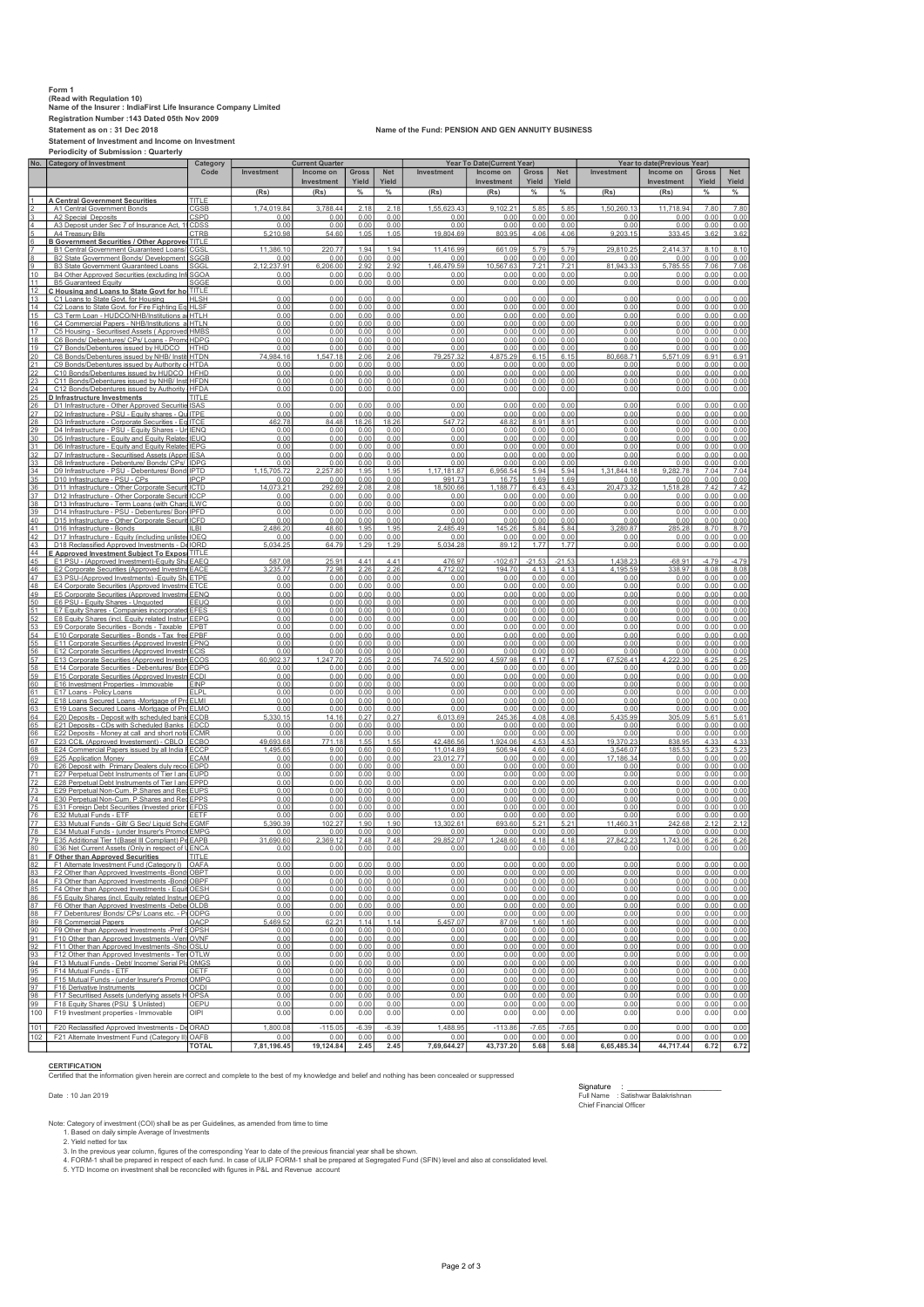Form 1
(Read with Regulation 10)
Name of the Insurer : IndiaFirst Life Insurance Company Limited
Registration Number :143 Dated 05th Nov 2009
Statement as on : 31 Dec 2018

Name of the Fund: PENSION AND GEN ANNUITY BUSINESS

Statement of Investment and Income on Investment
Periodicity of Submission : Quarterly

| No. | Category of Investment | Category Code | Current Quarter | | | | Year To Date(Current Year) | | | | Year to date(Previous Year) | | | |
|---|---|---|---|---|---|---|---|---|---|---|---|---|---|---|
| | | | Investment | Income on Investment | Gross Yield | Net Yield | Investment | Income on Investment | Gross Yield | Net Yield | Investment | Income on Investment | Gross Yield | Net Yield |
| | | | (Rs) | (Rs) | % | % | (Rs) | (Rs) | % | % | (Rs) | (Rs) | % | % |
| 1 | A Central Government Securities | TITLE | | | | | | | | | | | | |
| 2 | A1 Central Government Bonds | CGSB | 1,74,019.84 | 3,788.44 | 2.18 | 2.18 | 1,55,623.43 | 9,102.21 | 5.85 | 5.85 | 1,50,260.13 | 11,718.94 | 7.80 | 7.80 |
| 3 | A2 Special Deposits | CSPD | 0.00 | 0.00 | 0.00 | 0.00 | 0.00 | 0.00 | 0.00 | 0.00 | 0.00 | 0.00 | 0.00 | 0.00 |
| 4 | A3 Deposit under Sec 7 of Insurance Act, 19 | CDSS | 0.00 | 0.00 | 0.00 | 0.00 | 0.00 | 0.00 | 0.00 | 0.00 | 0.00 | 0.00 | 0.00 | 0.00 |
| 5 | A4 Treasury Bills | CTRB | 5,210.98 | 54.60 | 1.05 | 1.05 | 19,804.69 | 803.95 | 4.06 | 4.06 | 9,203.15 | 333.45 | 3.62 | 3.62 |
| 6 | B Government Securities / Other Approved | TITLE | | | | | | | | | | | | |
| 7 | B1 Central Government Guaranteed Loans/ | CGSL | 11,386.10 | 220.77 | 1.94 | 1.94 | 11,416.99 | 661.09 | 5.79 | 5.79 | 29,810.25 | 2,414.37 | 8.10 | 8.10 |
| 8 | B2 State Government Bonds/ Development | SGGB | 0.00 | 0.00 | 0.00 | 0.00 | 0.00 | 0.00 | 0.00 | 0.00 | 0.00 | 0.00 | 0.00 | 0.00 |
| 9 | B3 State Government Guaranteed Loans | SGGL | 2,12,237.91 | 6,206.00 | 2.92 | 2.92 | 1,46,479.59 | 10,567.63 | 7.21 | 7.21 | 81,943.33 | 5,785.55 | 7.06 | 7.06 |
| 10 | B4 Other Approved Securities (excluding Inf | SGOA | 0.00 | 0.00 | 0.00 | 0.00 | 0.00 | 0.00 | 0.00 | 0.00 | 0.00 | 0.00 | 0.00 | 0.00 |
| 11 | B5 Guaranteed Equity | SGGE | 0.00 | 0.00 | 0.00 | 0.00 | 0.00 | 0.00 | 0.00 | 0.00 | 0.00 | 0.00 | 0.00 | 0.00 |
| 12 | C Housing and Loans to State Govt for ho | TITLE | | | | | | | | | | | | |
| 13 | C1 Loans to State Govt. for Housing | HLSH | 0.00 | 0.00 | 0.00 | 0.00 | 0.00 | 0.00 | 0.00 | 0.00 | 0.00 | 0.00 | 0.00 | 0.00 |
| 14 | C2 Loans to State Govt. for Fire Fighting Eq | HLSF | 0.00 | 0.00 | 0.00 | 0.00 | 0.00 | 0.00 | 0.00 | 0.00 | 0.00 | 0.00 | 0.00 | 0.00 |
| 15 | C3 Term Loan - HUDCO/NHB/Institutions a | HTLH | 0.00 | 0.00 | 0.00 | 0.00 | 0.00 | 0.00 | 0.00 | 0.00 | 0.00 | 0.00 | 0.00 | 0.00 |
| 16 | C4 Commercial Papers - NHB/Institutions a | HTLN | 0.00 | 0.00 | 0.00 | 0.00 | 0.00 | 0.00 | 0.00 | 0.00 | 0.00 | 0.00 | 0.00 | 0.00 |
| 17 | C5 Housing - Securitised Assets ( Approved | HMBS | 0.00 | 0.00 | 0.00 | 0.00 | 0.00 | 0.00 | 0.00 | 0.00 | 0.00 | 0.00 | 0.00 | 0.00 |
| 18 | C6 Bonds/ Debentures/ CPs/ Loans - Prom | HDPG | 0.00 | 0.00 | 0.00 | 0.00 | 0.00 | 0.00 | 0.00 | 0.00 | 0.00 | 0.00 | 0.00 | 0.00 |
| 19 | C7 Bonds/Debentures issued by HUDCO | HTHD | 0.00 | 0.00 | 0.00 | 0.00 | 0.00 | 0.00 | 0.00 | 0.00 | 0.00 | 0.00 | 0.00 | 0.00 |
| 20 | C8 Bonds/Debentures issued by NHB/ Instit | HTDN | 74,984.16 | 1,547.18 | 2.06 | 2.06 | 79,257.32 | 4,875.29 | 6.15 | 6.15 | 80,668.71 | 5,571.09 | 6.91 | 6.91 |
| 21 | C9 Bonds/Debentures issued by Authority o | HTDA | 0.00 | 0.00 | 0.00 | 0.00 | 0.00 | 0.00 | 0.00 | 0.00 | 0.00 | 0.00 | 0.00 | 0.00 |
| 22 | C10 Bonds/Debentures issued by HUDCO | HFHD | 0.00 | 0.00 | 0.00 | 0.00 | 0.00 | 0.00 | 0.00 | 0.00 | 0.00 | 0.00 | 0.00 | 0.00 |
| 23 | C11 Bonds/Debentures issued by NHB/ Inst | HFDN | 0.00 | 0.00 | 0.00 | 0.00 | 0.00 | 0.00 | 0.00 | 0.00 | 0.00 | 0.00 | 0.00 | 0.00 |
| 24 | C12 Bonds/Debentures issued by Authority | HFDA | 0.00 | 0.00 | 0.00 | 0.00 | 0.00 | 0.00 | 0.00 | 0.00 | 0.00 | 0.00 | 0.00 | 0.00 |
| 25 | D Infrastructure Investments | TITLE | | | | | | | | | | | | |
| 26 | D1 Infrastructure - Other Approved Securitie | ISAS | 0.00 | 0.00 | 0.00 | 0.00 | 0.00 | 0.00 | 0.00 | 0.00 | 0.00 | 0.00 | 0.00 | 0.00 |
| 27 | D2 Infrastructure - PSU - Equity shares - Qu | ITPE | 0.00 | 0.00 | 0.00 | 0.00 | 0.00 | 0.00 | 0.00 | 0.00 | 0.00 | 0.00 | 0.00 | 0.00 |
| 28 | D3 Infrastructure - Corporate Securities - Eq | ITCE | 462.78 | 84.48 | 18.26 | 18.26 | 547.72 | 48.82 | 8.91 | 8.91 | 0.00 | 0.00 | 0.00 | 0.00 |
| 29 | D4 Infrastructure - PSU - Equity Shares - Ur | IENQ | 0.00 | 0.00 | 0.00 | 0.00 | 0.00 | 0.00 | 0.00 | 0.00 | 0.00 | 0.00 | 0.00 | 0.00 |
| 30 | D5 Infrastructure - Equity and Equity Related | IEUQ | 0.00 | 0.00 | 0.00 | 0.00 | 0.00 | 0.00 | 0.00 | 0.00 | 0.00 | 0.00 | 0.00 | 0.00 |
| 31 | D6 Infrastructure - Equity and Equity Related | IEPG | 0.00 | 0.00 | 0.00 | 0.00 | 0.00 | 0.00 | 0.00 | 0.00 | 0.00 | 0.00 | 0.00 | 0.00 |
| 32 | D7 Infrastructure - Securitised Assets (Appr | IESA | 0.00 | 0.00 | 0.00 | 0.00 | 0.00 | 0.00 | 0.00 | 0.00 | 0.00 | 0.00 | 0.00 | 0.00 |
| 33 | D8 Infrastructure - Debenture/ Bonds/ CPs/ | IDPG | 0.00 | 0.00 | 0.00 | 0.00 | 0.00 | 0.00 | 0.00 | 0.00 | 0.00 | 0.00 | 0.00 | 0.00 |
| 34 | D9 Infrastructure - PSU - Debentures/ Bond | IPTD | 1,15,705.72 | 2,257.80 | 1.95 | 1.95 | 1,17,181.87 | 6,956.54 | 5.94 | 5.94 | 1,31,844.18 | 9,282.78 | 7.04 | 7.04 |
| 35 | D10 Infrastructure - PSU - CPs | IPCP | 0.00 | 0.00 | 0.00 | 0.00 | 991.73 | 16.75 | 1.69 | 1.69 | 0.00 | 0.00 | 0.00 | 0.00 |
| 36 | D11 Infrastructure - Other Corporate Securit | ICTD | 14,073.21 | 292.69 | 2.08 | 2.08 | 18,500.66 | 1,188.77 | 6.43 | 6.43 | 20,473.32 | 1,518.28 | 7.42 | 7.42 |
| 37 | D12 Infrastructure - Other Corporate Securit | ICCP | 0.00 | 0.00 | 0.00 | 0.00 | 0.00 | 0.00 | 0.00 | 0.00 | 0.00 | 0.00 | 0.00 | 0.00 |
| 38 | D13 Infrastructure - Term Loans (with Charg | ILWC | 0.00 | 0.00 | 0.00 | 0.00 | 0.00 | 0.00 | 0.00 | 0.00 | 0.00 | 0.00 | 0.00 | 0.00 |
| 39 | D14 Infrastructure - PSU - Debentures/ Bon | IPFD | 0.00 | 0.00 | 0.00 | 0.00 | 0.00 | 0.00 | 0.00 | 0.00 | 0.00 | 0.00 | 0.00 | 0.00 |
| 40 | D15 Infrastructure - Other Corporate Securit | ICFD | 0.00 | 0.00 | 0.00 | 0.00 | 0.00 | 0.00 | 0.00 | 0.00 | 0.00 | 0.00 | 0.00 | 0.00 |
| 41 | D16 Infrastructure - Bonds | ILBI | 2,486.20 | 48.60 | 1.95 | 1.95 | 2,485.49 | 145.26 | 5.84 | 5.84 | 3,280.87 | 285.28 | 8.70 | 8.70 |
| 42 | D17 Infrastructure - Equity (including unliste | IOEQ | 0.00 | 0.00 | 0.00 | 0.00 | 0.00 | 0.00 | 0.00 | 0.00 | 0.00 | 0.00 | 0.00 | 0.00 |
| 43 | D18 Reclassified Approved Investments - De | IORD | 5,034.25 | 64.79 | 1.29 | 1.29 | 5,034.28 | 89.12 | 1.77 | 1.77 | 0.00 | 0.00 | 0.00 | 0.00 |
| 44 | E Approved Investment Subject To Expos | TITLE | | | | | | | | | | | | |
| 45 | E1 PSU - (Approved Investment)-Equity Sha | EAEQ | 587.08 | 25.91 | 4.41 | 4.41 | 476.97 | -102.67 | -21.53 | -21.53 | 1,438.23 | -68.91 | -4.79 | -4.79 |
| 46 | E2 Corporate Securities (Approved Investme | EACE | 3,235.77 | 72.98 | 2.26 | 2.26 | 4,712.02 | 194.70 | 4.13 | 4.13 | 4,195.59 | 338.97 | 8.08 | 8.08 |
| 47 | E3 PSU-(Approved Investments) -Equity Sh | ETPE | 0.00 | 0.00 | 0.00 | 0.00 | 0.00 | 0.00 | 0.00 | 0.00 | 0.00 | 0.00 | 0.00 | 0.00 |
| 48 | E4 Corporate Securities (Approved Investme | ETCE | 0.00 | 0.00 | 0.00 | 0.00 | 0.00 | 0.00 | 0.00 | 0.00 | 0.00 | 0.00 | 0.00 | 0.00 |
| 49 | E5 Corporate Securities (Approved Investme | EENQ | 0.00 | 0.00 | 0.00 | 0.00 | 0.00 | 0.00 | 0.00 | 0.00 | 0.00 | 0.00 | 0.00 | 0.00 |
| 50 | E6 PSU - Equity Shares - Unquoted | EEUQ | 0.00 | 0.00 | 0.00 | 0.00 | 0.00 | 0.00 | 0.00 | 0.00 | 0.00 | 0.00 | 0.00 | 0.00 |
| 51 | E7 Equity Shares - Companies incorporated | EFES | 0.00 | 0.00 | 0.00 | 0.00 | 0.00 | 0.00 | 0.00 | 0.00 | 0.00 | 0.00 | 0.00 | 0.00 |
| 52 | E8 Equity Shares (incl. Equity related Instru | EEPG | 0.00 | 0.00 | 0.00 | 0.00 | 0.00 | 0.00 | 0.00 | 0.00 | 0.00 | 0.00 | 0.00 | 0.00 |
| 53 | E9 Corporate Securities - Bonds - Taxable | EPBT | 0.00 | 0.00 | 0.00 | 0.00 | 0.00 | 0.00 | 0.00 | 0.00 | 0.00 | 0.00 | 0.00 | 0.00 |
| 54 | E10 Corporate Securities - Bonds - Tax free | EPBF | 0.00 | 0.00 | 0.00 | 0.00 | 0.00 | 0.00 | 0.00 | 0.00 | 0.00 | 0.00 | 0.00 | 0.00 |
| 55 | E11 Corporate Securities (Approved Investm | EPNQ | 0.00 | 0.00 | 0.00 | 0.00 | 0.00 | 0.00 | 0.00 | 0.00 | 0.00 | 0.00 | 0.00 | 0.00 |
| 56 | E12 Corporate Securities (Approved Investm | ECIS | 0.00 | 0.00 | 0.00 | 0.00 | 0.00 | 0.00 | 0.00 | 0.00 | 0.00 | 0.00 | 0.00 | 0.00 |
| 57 | E13 Corporate Securities (Approved Investm | ECOS | 60,902.37 | 1,247.70 | 2.05 | 2.05 | 74,502.90 | 4,597.98 | 6.17 | 6.17 | 67,526.41 | 4,222.30 | 6.25 | 6.25 |
| 58 | E14 Corporate Securities - Debentures/ Bon | EDPG | 0.00 | 0.00 | 0.00 | 0.00 | 0.00 | 0.00 | 0.00 | 0.00 | 0.00 | 0.00 | 0.00 | 0.00 |
| 59 | E15 Corporate Securities (Approved Investm | ECDI | 0.00 | 0.00 | 0.00 | 0.00 | 0.00 | 0.00 | 0.00 | 0.00 | 0.00 | 0.00 | 0.00 | 0.00 |
| 60 | E16 Investment Properties - Immovable | EINP | 0.00 | 0.00 | 0.00 | 0.00 | 0.00 | 0.00 | 0.00 | 0.00 | 0.00 | 0.00 | 0.00 | 0.00 |
| 61 | E17 Loans - Policy Loans | ELPL | 0.00 | 0.00 | 0.00 | 0.00 | 0.00 | 0.00 | 0.00 | 0.00 | 0.00 | 0.00 | 0.00 | 0.00 |
| 62 | E18 Loans Secured Loans -Mortgage of Pro | ELMI | 0.00 | 0.00 | 0.00 | 0.00 | 0.00 | 0.00 | 0.00 | 0.00 | 0.00 | 0.00 | 0.00 | 0.00 |
| 63 | E19 Loans Secured Loans -Mortgage of Pro | ELMO | 0.00 | 0.00 | 0.00 | 0.00 | 0.00 | 0.00 | 0.00 | 0.00 | 0.00 | 0.00 | 0.00 | 0.00 |
| 64 | E20 Deposits - Deposit with scheduled bank | ECDB | 5,330.15 | 14.16 | 0.27 | 0.27 | 6,013.69 | 245.36 | 4.08 | 4.08 | 5,435.99 | 305.09 | 5.61 | 5.61 |
| 65 | E21 Deposits - CDs with Scheduled Banks | EDCD | 0.00 | 0.00 | 0.00 | 0.00 | 0.00 | 0.00 | 0.00 | 0.00 | 0.00 | 0.00 | 0.00 | 0.00 |
| 66 | E22 Deposits - Money at call and short noti | ECMR | 0.00 | 0.00 | 0.00 | 0.00 | 0.00 | 0.00 | 0.00 | 0.00 | 0.00 | 0.00 | 0.00 | 0.00 |
| 67 | E23 CCIL (Approved Investement) - CBLO | ECBO | 49,693.68 | 771.18 | 1.55 | 1.55 | 42,486.56 | 1,924.06 | 4.53 | 4.53 | 19,370.23 | 838.95 | 4.33 | 4.33 |
| 68 | E24 Commercial Papers issued by all India F | ECCP | 1,495.65 | 9.00 | 0.60 | 0.60 | 11,014.89 | 506.94 | 4.60 | 4.60 | 3,546.07 | 185.53 | 5.23 | 5.23 |
| 69 | E25 Application Money | ECAM | 0.00 | 0.00 | 0.00 | 0.00 | 23,012.77 | 0.00 | 0.00 | 0.00 | 17,186.34 | 0.00 | 0.00 | 0.00 |
| 70 | E26 Deposit with Primary Dealers duly reco | EDPD | 0.00 | 0.00 | 0.00 | 0.00 | 0.00 | 0.00 | 0.00 | 0.00 | 0.00 | 0.00 | 0.00 | 0.00 |
| 71 | E27 Perpetual Debt Instruments of Tier I and | EUPD | 0.00 | 0.00 | 0.00 | 0.00 | 0.00 | 0.00 | 0.00 | 0.00 | 0.00 | 0.00 | 0.00 | 0.00 |
| 72 | E28 Perpetual Debt Instruments of Tier I and | EPPD | 0.00 | 0.00 | 0.00 | 0.00 | 0.00 | 0.00 | 0.00 | 0.00 | 0.00 | 0.00 | 0.00 | 0.00 |
| 73 | E29 Perpetual Non-Cum. P.Shares and Red | EUPS | 0.00 | 0.00 | 0.00 | 0.00 | 0.00 | 0.00 | 0.00 | 0.00 | 0.00 | 0.00 | 0.00 | 0.00 |
| 74 | E30 Perpetual Non-Cum. P.Shares and Red | EPPS | 0.00 | 0.00 | 0.00 | 0.00 | 0.00 | 0.00 | 0.00 | 0.00 | 0.00 | 0.00 | 0.00 | 0.00 |
| 75 | E31 Foreign Debt Securities (Invested prior | EFDS | 0.00 | 0.00 | 0.00 | 0.00 | 0.00 | 0.00 | 0.00 | 0.00 | 0.00 | 0.00 | 0.00 | 0.00 |
| 76 | E32 Mutual Funds - ETF | EETF | 0.00 | 0.00 | 0.00 | 0.00 | 0.00 | 0.00 | 0.00 | 0.00 | 0.00 | 0.00 | 0.00 | 0.00 |
| 77 | E33 Mutual Funds - Gilt/ G Sec/ Liquid Sche | EGMF | 5,390.39 | 102.27 | 1.90 | 1.90 | 13,302.61 | 693.60 | 5.21 | 5.21 | 11,460.31 | 242.68 | 2.12 | 2.12 |
| 78 | E34 Mutual Funds - (under Insurer's Promot | EMPG | 0.00 | 0.00 | 0.00 | 0.00 | 0.00 | 0.00 | 0.00 | 0.00 | 0.00 | 0.00 | 0.00 | 0.00 |
| 79 | E35 Additional Tier 1(Basel III Compliant) Pe | EAPB | 31,690.60 | 2,369.12 | 7.48 | 7.48 | 29,852.07 | 1,248.60 | 4.18 | 4.18 | 27,842.23 | 1,743.06 | 6.26 | 6.26 |
| 80 | E36 Net Current Assets (Only in respect of U | ENCA | 0.00 | 0.00 | 0.00 | 0.00 | 0.00 | 0.00 | 0.00 | 0.00 | 0.00 | 0.00 | 0.00 | 0.00 |
| 81 | F Other than Approved Securities | TITLE | | | | | | | | | | | | |
| 82 | F1 Alternate Investment Fund (Category I) | OAFA | 0.00 | 0.00 | 0.00 | 0.00 | 0.00 | 0.00 | 0.00 | 0.00 | 0.00 | 0.00 | 0.00 | 0.00 |
| 83 | F2 Other than Approved Investments -Bonds | OBPT | 0.00 | 0.00 | 0.00 | 0.00 | 0.00 | 0.00 | 0.00 | 0.00 | 0.00 | 0.00 | 0.00 | 0.00 |
| 84 | F3 Other than Approved Investments -Bonds | OBPF | 0.00 | 0.00 | 0.00 | 0.00 | 0.00 | 0.00 | 0.00 | 0.00 | 0.00 | 0.00 | 0.00 | 0.00 |
| 85 | F4 Other than Approved Investments - Equit | OESH | 0.00 | 0.00 | 0.00 | 0.00 | 0.00 | 0.00 | 0.00 | 0.00 | 0.00 | 0.00 | 0.00 | 0.00 |
| 86 | F5 Equity Shares (incl. Equity related Instru | OEPG | 0.00 | 0.00 | 0.00 | 0.00 | 0.00 | 0.00 | 0.00 | 0.00 | 0.00 | 0.00 | 0.00 | 0.00 |
| 87 | F6 Other than Approved Investments -Debe | OLDB | 0.00 | 0.00 | 0.00 | 0.00 | 0.00 | 0.00 | 0.00 | 0.00 | 0.00 | 0.00 | 0.00 | 0.00 |
| 88 | F7 Debentures/ Bonds/ CPs/ Loans etc. - Pr | ODPG | 0.00 | 0.00 | 0.00 | 0.00 | 0.00 | 0.00 | 0.00 | 0.00 | 0.00 | 0.00 | 0.00 | 0.00 |
| 89 | F8 Commercial Papers | OACP | 5,469.52 | 62.21 | 1.14 | 1.14 | 5,457.07 | 87.09 | 1.60 | 1.60 | 0.00 | 0.00 | 0.00 | 0.00 |
| 90 | F9 Other than Approved Investments -Pref S | OPSH | 0.00 | 0.00 | 0.00 | 0.00 | 0.00 | 0.00 | 0.00 | 0.00 | 0.00 | 0.00 | 0.00 | 0.00 |
| 91 | F10 Other than Approved Investments -Ven | OVNF | 0.00 | 0.00 | 0.00 | 0.00 | 0.00 | 0.00 | 0.00 | 0.00 | 0.00 | 0.00 | 0.00 | 0.00 |
| 92 | F11 Other than Approved Investments -Shor | OSLU | 0.00 | 0.00 | 0.00 | 0.00 | 0.00 | 0.00 | 0.00 | 0.00 | 0.00 | 0.00 | 0.00 | 0.00 |
| 93 | F12 Other than Approved Investments - Terr | OTLW | 0.00 | 0.00 | 0.00 | 0.00 | 0.00 | 0.00 | 0.00 | 0.00 | 0.00 | 0.00 | 0.00 | 0.00 |
| 94 | F13 Mutual Funds - Debt/ Income/ Serial Pla | OMGS | 0.00 | 0.00 | 0.00 | 0.00 | 0.00 | 0.00 | 0.00 | 0.00 | 0.00 | 0.00 | 0.00 | 0.00 |
| 95 | F14 Mutual Funds - ETF | OETF | 0.00 | 0.00 | 0.00 | 0.00 | 0.00 | 0.00 | 0.00 | 0.00 | 0.00 | 0.00 | 0.00 | 0.00 |
| 96 | F15 Mutual Funds - (under Insurer's Promot | OMPG | 0.00 | 0.00 | 0.00 | 0.00 | 0.00 | 0.00 | 0.00 | 0.00 | 0.00 | 0.00 | 0.00 | 0.00 |
| 97 | F16 Derivative Instruments | OCDI | 0.00 | 0.00 | 0.00 | 0.00 | 0.00 | 0.00 | 0.00 | 0.00 | 0.00 | 0.00 | 0.00 | 0.00 |
| 98 | F17 Securitised Assets (underlying assets H | OPSA | 0.00 | 0.00 | 0.00 | 0.00 | 0.00 | 0.00 | 0.00 | 0.00 | 0.00 | 0.00 | 0.00 | 0.00 |
| 99 | F18 Equity Shares (PSU $ Unlisted) | OEPU | 0.00 | 0.00 | 0.00 | 0.00 | 0.00 | 0.00 | 0.00 | 0.00 | 0.00 | 0.00 | 0.00 | 0.00 |
| 100 | F19 Investment properties - Immovable | OIPI | 0.00 | 0.00 | 0.00 | 0.00 | 0.00 | 0.00 | 0.00 | 0.00 | 0.00 | 0.00 | 0.00 | 0.00 |
| 101 | F20 Reclassified Approved Investments - De | ORAD | 1,800.08 | -115.05 | -6.39 | -6.39 | 1,488.95 | -113.86 | -7.65 | -7.65 | 0.00 | 0.00 | 0.00 | 0.00 |
| 102 | F21 Alternate Investment Fund (Category II) | OAFB | 0.00 | 0.00 | 0.00 | 0.00 | 0.00 | 0.00 | 0.00 | 0.00 | 0.00 | 0.00 | 0.00 | 0.00 |
| | | TOTAL | 7,81,196.45 | 19,124.84 | 2.45 | 2.45 | 7,69,644.27 | 43,737.20 | 5.68 | 5.68 | 6,65,485.34 | 44,717.44 | 6.72 | 6.72 |

**CERTIFICATION**

Certified that the information given herein are correct and complete to the best of my knowledge and belief and nothing has been concealed or suppressed

Date : 10 Jan 2019

Signature : ______________________
Full Name : Satishwar Balakrishnan
Chief Financial Officer

Note: Category of investment (COI) shall be as per Guidelines, as amended from time to time
1. Based on daily simple Average of Investments
2. Yield netted for tax
3. In the previous year column, figures of the corresponding Year to date of the previous financial year shall be shown.
4. FORM-1 shall be prepared in respect of each fund. In case of ULIP FORM-1 shall be prepared at Segregated Fund (SFIN) level and also at consolidated level.
5. YTD Income on investment shall be reconciled with figures in P&L and Revenue account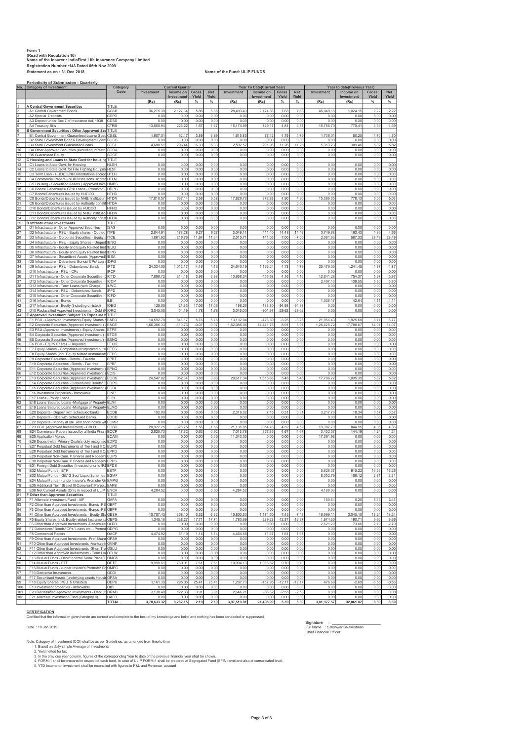**Form 1**
**(Read with Regulation 10)**
**Name of the Insurer : IndiaFirst Life Insurance Company Limited**
**Registration Number :143 Dated 05th Nov 2009**
**Statement as on : 31 Dec 2018**

**Name of the Fund: ULIP FUNDS**

**Periodicity of Submission : Quarterly**

| No. | Category of Investment | Category Code | Current Quarter | | | | Year To Date(Current Year) | | | | Year to date(Previous Year) | | | |
|---|---|---|---|---|---|---|---|---|---|---|---|---|---|---|
| | | | Investment | Income on Investment | Gross Yield | Net Yield | Investment | Income on Investment | Gross Yield | Net Yield | Investment | Income on Investment | Gross Yield | Net Yield |
| | | | (Rs) | (Rs) | % | % | (Rs) | (Rs) | % | % | (Rs) | (Rs) | % | % |
| 1 | A Central Government Securities | TITLE | | | | | | | | | | | | |
| 2 | A1 Central Government Bonds | CGSB | 36,275.39 | 2,127.34 | 5.86 | 5.86 | 28,493.43 | 2,174.36 | 7.63 | 7.63 | 46,049.15 | 1,024.15 | 2.22 | 2.22 |
| 3 | A2 Special Deposits | CSPD | 0.00 | 0.00 | 0.00 | 0.00 | 0.00 | 0.00 | 0.00 | 0.00 | 0.00 | 0.00 | 0.00 | 0.00 |
| 4 | A3 Deposit under Sec 7 of Insurance Act, 1938 | CDSS | 0.00 | 0.00 | 0.00 | 0.00 | 0.00 | 0.00 | 0.00 | 0.00 | 0.00 | 0.00 | 0.00 | 0.00 |
| 5 | A4 Treasury Bills | CTRB | 13,550.94 | 226.22 | 1.67 | 1.67 | 15,174.99 | 729.17 | 4.81 | 4.81 | 16,788.70 | 770.41 | 4.59 | 4.59 |
| 6 | B Government Securities / Other Approved Sec | TITLE | | | | | | | | | | | | |
| 7 | B1 Central Government Guaranteed Loans/ Spec | CGSL | 1,607.01 | 62.47 | 3.89 | 3.89 | 1,615.83 | 77.42 | 4.79 | 4.79 | 1,706.01 | 80.25 | 4.70 | 4.70 |
| 8 | B2 State Government Bonds/ Development Loans | SGGB | 0.00 | 0.00 | 0.00 | 0.00 | 0.00 | 0.00 | 0.00 | 0.00 | 0.00 | 0.00 | 0.00 | 0.00 |
| 9 | B3 State Government Guaranteed Loans | SGGL | 4,680.51 | 296.44 | 6.33 | 6.33 | 2,592.52 | 291.96 | 11.26 | 11.26 | 5,313.23 | 309.46 | 5.82 | 5.82 |
| 10 | B4 Other Approved Securities (excluding Infrastru | SGOA | 0.00 | 0.00 | 0.00 | 0.00 | 0.00 | 0.00 | 0.00 | 0.00 | 0.00 | 0.00 | 0.00 | 0.00 |
| 11 | B5 Guaranteed Equity | SGGE | 0.00 | 0.00 | 0.00 | 0.00 | 0.00 | 0.00 | 0.00 | 0.00 | 0.00 | 0.00 | 0.00 | 0.00 |
| 12 | C Housing and Loans to State Govt for housing | TITLE | | | | | | | | | | | | |
| 13 | C1 Loans to State Govt. for Housing | HLSH | 0.00 | 0.00 | 0.00 | 0.00 | 0.00 | 0.00 | 0.00 | 0.00 | 0.00 | 0.00 | 0.00 | 0.00 |
| 14 | C2 Loans to State Govt. for Fire Fighting Equipme | HLSF | 0.00 | 0.00 | 0.00 | 0.00 | 0.00 | 0.00 | 0.00 | 0.00 | 0.00 | 0.00 | 0.00 | 0.00 |
| 15 | C3 Term Loan - HUDCO/NHB/Institutions accred | HTLH | 0.00 | 0.00 | 0.00 | 0.00 | 0.00 | 0.00 | 0.00 | 0.00 | 0.00 | 0.00 | 0.00 | 0.00 |
| 16 | C4 Commercial Papers - NHB/Institutions accred | HTLN | 0.00 | 0.00 | 0.00 | 0.00 | 0.00 | 0.00 | 0.00 | 0.00 | 0.00 | 0.00 | 0.00 | 0.00 |
| 17 | C5 Housing - Securitised Assets ( Approved Inve | HMBS | 0.00 | 0.00 | 0.00 | 0.00 | 0.00 | 0.00 | 0.00 | 0.00 | 0.00 | 0.00 | 0.00 | 0.00 |
| 18 | C6 Bonds/ Debentures/ CPs/ Loans - Promotor G | HDPG | 0.00 | 0.00 | 0.00 | 0.00 | 0.00 | 0.00 | 0.00 | 0.00 | 0.00 | 0.00 | 0.00 | 0.00 |
| 19 | C7 Bonds/Debentures issued by HUDCO | HTHD | 0.00 | 0.00 | 0.00 | 0.00 | 0.00 | 0.00 | 0.00 | 0.00 | 0.00 | 0.00 | 0.00 | 0.00 |
| 20 | C8 Bonds/Debentures issued by NHB/ Institution | HTDN | 17,810.57 | 637.14 | 3.58 | 3.58 | 17,826.73 | 872.88 | 4.90 | 4.90 | 15,366.35 | 778.13 | 5.06 | 5.06 |
| 21 | C9 Bonds/Debentures issued by Authority constit | HTDA | 0.00 | 0.00 | 0.00 | 0.00 | 0.00 | 0.00 | 0.00 | 0.00 | 0.00 | 0.00 | 0.00 | 0.00 |
| 22 | C10 Bonds/Debentures issued by HUDCO | HFHD | 0.00 | 0.00 | 0.00 | 0.00 | 0.00 | 0.00 | 0.00 | 0.00 | 0.00 | 0.00 | 0.00 | 0.00 |
| 23 | C11 Bonds/Debentures issued by NHB/ Institutio | HFDN | 0.00 | 0.00 | 0.00 | 0.00 | 0.00 | 0.00 | 0.00 | 0.00 | 0.00 | 0.00 | 0.00 | 0.00 |
| 24 | C12 Bonds/Debentures issued by Authority const | HFDA | 0.00 | 0.00 | 0.00 | 0.00 | 0.00 | 0.00 | 0.00 | 0.00 | 0.00 | 0.00 | 0.00 | 0.00 |
| 25 | D Infrastructure Investments | TITLE | | | | | | | | | | | | |
| 26 | D1 Infrastructure - Other Approved Securities | ISAS | 0.00 | 0.00 | 0.00 | 0.00 | 0.00 | 0.00 | 0.00 | 0.00 | 0.00 | 0.00 | 0.00 | 0.00 |
| 27 | D2 Infrastructure - PSU - Equity shares - Quoted | ITPE | 2,844.91 | 178.28 | 6.27 | 6.27 | 3,049.11 | 441.40 | 14.48 | 14.48 | 3,749.88 | 163.43 | 4.36 | 4.36 |
| 28 | D3 Infrastructure - Corporate Securities - Equity s | ITCE | 1,861.92 | 216.76 | 11.64 | 11.64 | 2,015.71 | -141.05 | -7.00 | -7.00 | 2,061.63 | 587.33 | 28.49 | 28.49 |
| 29 | D4 Infrastructure - PSU - Equity Shares - Unquot | IENQ | 0.00 | 0.00 | 0.00 | 0.00 | 0.00 | 0.00 | 0.00 | 0.00 | 0.00 | 0.00 | 0.00 | 0.00 |
| 30 | D5 Infrastructure - Equity and Equity Related Inst | IEUQ | 0.00 | 0.00 | 0.00 | 0.00 | 0.00 | 0.00 | 0.00 | 0.00 | 0.00 | 0.00 | 0.00 | 0.00 |
| 31 | D6 Infrastructure - Equity and Equity Related Inst | IEPG | 0.00 | 0.00 | 0.00 | 0.00 | 0.00 | 0.00 | 0.00 | 0.00 | 0.00 | 0.00 | 0.00 | 0.00 |
| 32 | D7 Infrastructure - Securitised Assets (Approved) | IESA | 0.00 | 0.00 | 0.00 | 0.00 | 0.00 | 0.00 | 0.00 | 0.00 | 0.00 | 0.00 | 0.00 | 0.00 |
| 33 | D8 Infrastructure - Debenture/ Bonds/ CPs/ Loans | IDPG | 0.00 | 0.00 | 0.00 | 0.00 | 0.00 | 0.00 | 0.00 | 0.00 | 0.00 | 0.00 | 0.00 | 0.00 |
| 34 | D9 Infrastructure - PSU - Debentures/ Bonds | IPTD | 24,334.05 | 1,012.17 | 4.16 | 4.16 | 24,640.19 | 1,165.24 | 4.73 | 4.73 | 25,479.00 | 1,241.45 | 4.87 | 4.87 |
| 35 | D10 Infrastructure - PSU - CPs | IPCP | 0.00 | 0.00 | 0.00 | 0.00 | 0.00 | 0.00 | 0.00 | 0.00 | 0.00 | 0.00 | 0.00 | 0.00 |
| 36 | D11 Infrastructure - Other Corporate Securities - | ICTD | 7,896.72 | 314.18 | 3.98 | 3.98 | 10,958.34 | 455.68 | 4.16 | 4.16 | 12,641.28 | 754.37 | 5.97 | 5.97 |
| 37 | D12 Infrastructure - Other Corporate Securities - | ICCP | 0.00 | 0.00 | 0.00 | 0.00 | 0.00 | 0.00 | 0.00 | 0.00 | 2,407.13 | 139.55 | 5.80 | 5.80 |
| 38 | D13 Infrastructure - Term Loans (with Charge) | ILWC | 0.00 | 0.00 | 0.00 | 0.00 | 0.00 | 0.00 | 0.00 | 0.00 | 0.00 | 0.00 | 0.00 | 0.00 |
| 39 | D14 Infrastructure - PSU - Debentures/ Bonds | IPFD | 0.00 | 0.00 | 0.00 | 0.00 | 0.00 | 0.00 | 0.00 | 0.00 | 0.00 | 0.00 | 0.00 | 0.00 |
| 40 | D15 Infrastructure - Other Corporate Securities - | ICFD | 0.00 | 0.00 | 0.00 | 0.00 | 0.00 | 0.00 | 0.00 | 0.00 | 0.00 | 0.00 | 0.00 | 0.00 |
| 41 | D16 Infrastructure - Bonds | ILBI | 0.00 | 0.00 | 0.00 | 0.00 | 0.00 | 0.00 | 0.00 | 0.00 | 1,036.17 | 42.64 | 4.11 | 4.11 |
| 42 | D17 Infrastructure - Equity (including unlisted) | IOEQ | 125.05 | 21.33 | 17.06 | 17.06 | 198.26 | -188.30 | -94.98 | -94.98 | 0.00 | 0.00 | 0.00 | 0.00 |
| 43 | D18 Reclassified Approved Investments - Debt (F | IORD | 3,045.00 | 54.19 | 1.78 | 1.78 | 3,045.00 | -901.97 | -29.62 | -29.62 | 0.00 | 0.00 | 0.00 | 0.00 |
| 44 | E Approved Investment Subject To Exposure N | TITLE | | | | | | | | | | | | |
| 45 | E1 PSU - (Approved Investment)-Equity Shares q | EAEQ | 14,592.70 | 841.17 | 5.76 | 5.76 | 13,132.04 | -426.30 | -3.25 | -3.25 | 21,956.43 | 1,925.60 | 8.77 | 8.77 |
| 46 | E2 Corporate Securities (Approved Investment ) | EACE | 1,66,386.33 | -110.76 | -0.07 | -0.07 | 1,62,086.06 | 14,441.75 | 8.91 | 8.91 | 1,26,426.72 | 17,788.67 | 14.07 | 14.07 |
| 47 | E3 PSU-(Approved Investments) -Equity Shares | ETPE | 0.00 | 0.00 | 0.00 | 0.00 | 0.00 | 0.00 | 0.00 | 0.00 | 0.00 | 0.00 | 0.00 | 0.00 |
| 48 | E4 Corporate Securities (Approved Investment ) | ETCE | 0.00 | 0.00 | 0.00 | 0.00 | 0.00 | 0.00 | 0.00 | 0.00 | 0.00 | 0.00 | 0.00 | 0.00 |
| 49 | E5 Corporate Securities (Approved Investment ) | EENQ | 0.00 | 0.00 | 0.00 | 0.00 | 0.00 | 0.00 | 0.00 | 0.00 | 0.00 | 0.00 | 0.00 | 0.00 |
| 50 | E6 PSU - Equity Shares - Unquoted | EEUQ | 0.00 | 0.00 | 0.00 | 0.00 | 0.00 | 0.00 | 0.00 | 0.00 | 0.00 | 0.00 | 0.00 | 0.00 |
| 51 | E7 Equity Shares - Companies incorporated outsi | EFES | 0.00 | 0.00 | 0.00 | 0.00 | 0.00 | 0.00 | 0.00 | 0.00 | 0.00 | 0.00 | 0.00 | 0.00 |
| 52 | E8 Equity Shares (incl. Equity related Instruments | EEPG | 0.00 | 0.00 | 0.00 | 0.00 | 0.00 | 0.00 | 0.00 | 0.00 | 0.00 | 0.00 | 0.00 | 0.00 |
| 53 | E9 Corporate Securities - Bonds - Taxable | EPBT | 0.00 | 0.00 | 0.00 | 0.00 | 0.00 | 0.00 | 0.00 | 0.00 | 0.00 | 0.00 | 0.00 | 0.00 |
| 54 | E10 Corporate Securities - Bonds - Tax free | EPBF | 0.00 | 0.00 | 0.00 | 0.00 | 0.00 | 0.00 | 0.00 | 0.00 | 0.00 | 0.00 | 0.00 | 0.00 |
| 55 | E11 Corporate Securities (Approved Investment ) | EPNQ | 0.00 | 0.00 | 0.00 | 0.00 | 0.00 | 0.00 | 0.00 | 0.00 | 0.00 | 0.00 | 0.00 | 0.00 |
| 56 | E12 Corporate Securities (Approved Investment ) | ECIS | 0.00 | 0.00 | 0.00 | 0.00 | 0.00 | 0.00 | 0.00 | 0.00 | 0.00 | 0.00 | 0.00 | 0.00 |
| 57 | E13 Corporate Securities (Approved Investment ) | ECOS | 24,547.82 | 952.34 | 3.88 | 3.88 | 29,617.34 | 1,616.88 | 5.46 | 5.46 | 17,796.77 | 1,035.39 | 5.82 | 5.82 |
| 58 | E14 Corporate Securities - Debentures/ Bonds/ C | EDPG | 0.00 | 0.00 | 0.00 | 0.00 | 0.00 | 0.00 | 0.00 | 0.00 | 0.00 | 0.00 | 0.00 | 0.00 |
| 59 | E15 Corporate Securities (Approved Investment ) | ECDI | 0.00 | 0.00 | 0.00 | 0.00 | 0.00 | 0.00 | 0.00 | 0.00 | 0.00 | 0.00 | 0.00 | 0.00 |
| 60 | E16 Investment Properties - Immovable | EINP | 0.00 | 0.00 | 0.00 | 0.00 | 0.00 | 0.00 | 0.00 | 0.00 | 0.00 | 0.00 | 0.00 | 0.00 |
| 61 | E17 Loans - Policy Loans | ELPL | 0.00 | 0.00 | 0.00 | 0.00 | 0.00 | 0.00 | 0.00 | 0.00 | 0.00 | 0.00 | 0.00 | 0.00 |
| 62 | E18 Loans Secured Loans -Mortgage of Property | ELMI | 0.00 | 0.00 | 0.00 | 0.00 | 0.00 | 0.00 | 0.00 | 0.00 | 0.00 | 0.00 | 0.00 | 0.00 |
| 63 | E19 Loans Secured Loans -Mortgage of Property | ELMO | 0.00 | 0.00 | 0.00 | 0.00 | 0.00 | 0.00 | 0.00 | 0.00 | 0.00 | 0.00 | 0.00 | 0.00 |
| 64 | E20 Deposits - Deposit with scheduled banks | ECDB | 102.00 | 0.06 | 0.06 | 0.06 | 2,316.02 | 7.16 | 0.31 | 0.31 | 3,217.73 | 18.34 | 0.57 | 0.57 |
| 65 | E21 Deposits - CDs with Scheduled Banks | EDCD | 0.00 | 0.00 | 0.00 | 0.00 | 0.00 | 0.00 | 0.00 | 0.00 | 0.00 | 0.00 | 0.00 | 0.00 |
| 66 | E22 Deposits - Money at call and short notice wit | ECMR | 0.00 | 0.00 | 0.00 | 0.00 | 0.00 | 0.00 | 0.00 | 0.00 | 0.00 | 0.00 | 0.00 | 0.00 |
| 67 | E23 CCIL (Approved Investement) - CBLO | ECBO | 20,972.25 | 326.75 | 1.56 | 1.56 | 21,131.85 | 954.78 | 4.52 | 4.52 | 19,387.70 | 844.95 | 4.36 | 4.36 |
| 68 | E24 Commercial Papers issued by all India Finan | ECCP | 2,825.73 | 17.62 | 0.62 | 0.62 | 7,013.78 | 327.35 | 4.67 | 4.67 | 3,402.37 | 144.19 | 4.24 | 4.24 |
| 69 | E25 Application Money | ECAM | 0.00 | 0.00 | 0.00 | 0.00 | 11,343.55 | 0.00 | 0.00 | 0.00 | 17,391.98 | 0.00 | 0.00 | 0.00 |
| 70 | E26 Deposit with Primary Dealers duly recognise | EDPD | 0.00 | 0.00 | 0.00 | 0.00 | 0.00 | 0.00 | 0.00 | 0.00 | 0.00 | 0.00 | 0.00 | 0.00 |
| 71 | E27 Perpetual Debt Instruments of Tier I and II Ca | EUPD | 0.00 | 0.00 | 0.00 | 0.00 | 0.00 | 0.00 | 0.00 | 0.00 | 0.00 | 0.00 | 0.00 | 0.00 |
| 72 | E28 Perpetual Debt Instruments of Tier I and II Ca | EPPD | 0.00 | 0.00 | 0.00 | 0.00 | 0.00 | 0.00 | 0.00 | 0.00 | 0.00 | 0.00 | 0.00 | 0.00 |
| 73 | E29 Perpetual Non-Cum. P.Shares and Redeema | EUPS | 0.00 | 0.00 | 0.00 | 0.00 | 0.00 | 0.00 | 0.00 | 0.00 | 0.00 | 0.00 | 0.00 | 0.00 |
| 74 | E30 Perpetual Non-Cum. P.Shares and Redeema | EPPS | 0.00 | 0.00 | 0.00 | 0.00 | 0.00 | 0.00 | 0.00 | 0.00 | 0.00 | 0.00 | 0.00 | 0.00 |
| 75 | E31 Foreign Debt Securities (Invested prior to IRD | EFDS | 0.00 | 0.00 | 0.00 | 0.00 | 0.00 | 0.00 | 0.00 | 0.00 | 0.00 | 0.00 | 0.00 | 0.00 |
| 76 | E32 Mutual Funds - ETF | EETF | 0.00 | 0.00 | 0.00 | 0.00 | 0.00 | 0.00 | 0.00 | 0.00 | 5,628.37 | 915.22 | 16.26 | 16.26 |
| 77 | E33 Mutual Funds - Gilt/ G Sec/ Liquid Schemes | EGMF | 0.00 | 0.00 | 0.00 | 0.00 | 0.00 | 0.00 | 0.00 | 0.00 | 8,052.79 | 186.12 | 2.31 | 2.31 |
| 78 | E34 Mutual Funds - (under Insurer's Promoter Gr | EMPG | 0.00 | 0.00 | 0.00 | 0.00 | 0.00 | 0.00 | 0.00 | 0.00 | 0.00 | 0.00 | 0.00 | 0.00 |
| 79 | E35 Additional Tier 1(Basel III Compliant) Perpetu | EAPB | 0.00 | 0.00 | 0.00 | 0.00 | 0.00 | 0.00 | 0.00 | 0.00 | 0.00 | 0.00 | 0.00 | 0.00 |
| 80 | E36 Net Current Assets (Only in respect of ULIP | ENCA | 4,284.52 | 0.00 | 0.00 | 0.00 | 4,284.52 | 0.00 | 0.00 | 0.00 | 4,196.03 | 0.00 | 0.00 | 0.00 |
| 81 | F Other than Approved Securities | TITLE | | | | | | | | | | | | |
| 82 | F1 Alternate Investment Fund - AIF | OAFA | 0.00 | 0.00 | 0.00 | 0.00 | 0.00 | 0.00 | 0.00 | 0.00 | 150.84 | 5.20 | 3.45 | 3.45 |
| 83 | F2 Other than Approved Investments -Bonds -PS | OBPT | 0.00 | 0.00 | 0.00 | 0.00 | 0.00 | 0.00 | 0.00 | 0.00 | 0.00 | 0.00 | 0.00 | 0.00 |
| 84 | F3 Other than Approved Investments -Bonds -PS | OBPF | 0.00 | 0.00 | 0.00 | 0.00 | 0.00 | 0.00 | 0.00 | 0.00 | 0.00 | 0.00 | 0.00 | 0.00 |
| 85 | F4 Other than Approved Investments - Equity Sha | OESH | 10,787.43 | -358.40 | -3.32 | -3.32 | 15,800.30 | -1,174.50 | -7.43 | -7.43 | 16,699.11 | 3,045.10 | 18.24 | 18.24 |
| 86 | F5 Equity Shares (incl. Equity related Instruments | OEPG | 1,345.16 | 238.27 | 17.71 | 17.71 | 1,780.69 | -229.23 | -12.87 | -12.87 | 1,974.30 | 190.71 | 9.66 | 9.66 |
| 87 | F6 Other than Approved Investments -Debentures | OLDB | 0.00 | 0.00 | 0.00 | 0.00 | 0.00 | 0.00 | 0.00 | 0.00 | 2,621.20 | 73.06 | 2.79 | 2.79 |
| 88 | F7 Debentures/ Bonds/ CPs/ Loans etc. - Promot | ODPG | 0.00 | 0.00 | 0.00 | 0.00 | 0.00 | 0.00 | 0.00 | 0.00 | 0.00 | 0.00 | 0.00 | 0.00 |
| 89 | F8 Commercial Papers | OACP | 4,474.92 | 51.19 | 1.14 | 1.14 | 4,464.68 | 71.67 | 1.61 | 1.61 | 0.00 | 0.00 | 0.00 | 0.00 |
| 90 | F9 Other than Approved Investments -Pref Share | OPSH | 0.00 | 0.00 | 0.00 | 0.00 | 0.00 | 0.00 | 0.00 | 0.00 | 0.00 | 0.00 | 0.00 | 0.00 |
| 91 | F10 Other than Approved Investments -Venture F | OVNF | 0.00 | 0.00 | 0.00 | 0.00 | 0.00 | 0.00 | 0.00 | 0.00 | 0.00 | 0.00 | 0.00 | 0.00 |
| 92 | F11 Other than Approved Investments -Short Ter | OSLU | 0.00 | 0.00 | 0.00 | 0.00 | 0.00 | 0.00 | 0.00 | 0.00 | 0.00 | 0.00 | 0.00 | 0.00 |
| 93 | F12 Other than Approved Investments - Term Loa | OTLW | 0.00 | 0.00 | 0.00 | 0.00 | 0.00 | 0.00 | 0.00 | 0.00 | 0.00 | 0.00 | 0.00 | 0.00 |
| 94 | F13 Mutual Funds - Debt/ Income/ Serial Plans/ L | OMGS | 0.00 | 0.00 | 0.00 | 0.00 | 0.00 | 0.00 | 0.00 | 0.00 | 0.00 | 0.00 | 0.00 | 0.00 |
| 95 | F14 Mutual Funds - ETF | OETF | 9,990.61 | 760.01 | 7.61 | 7.61 | 10,994.13 | 1,066.52 | 9.70 | 9.70 | 0.00 | 0.00 | 0.00 | 0.00 |
| 96 | F15 Mutual Funds - (under Insurer's Promoter Gr | OMPG | 0.00 | 0.00 | 0.00 | 0.00 | 0.00 | 0.00 | 0.00 | 0.00 | 0.00 | 0.00 | 0.00 | 0.00 |
| 97 | F16 Derivative Instruments | OCDI | 0.00 | 0.00 | 0.00 | 0.00 | 0.00 | 0.00 | 0.00 | 0.00 | 0.00 | 0.00 | 0.00 | 0.00 |
| 98 | F17 Securitised Assets (underlying assets Housin | OPSA | 0.00 | 0.00 | 0.00 | 0.00 | 0.00 | 0.00 | 0.00 | 0.00 | 0.00 | 0.00 | 0.00 | 0.00 |
| 99 | F18 Equity Shares (PSU $ Unlisted) | OEPU | 1,161.39 | 295.06 | 25.41 | 25.41 | 1,297.73 | -157.95 | -12.17 | -12.17 | 476.69 | -2.69 | -0.56 | -0.56 |
| 100 | F19 Investment properties - Immovable | OIPI | 0.00 | 0.00 | 0.00 | 0.00 | 0.00 | 0.00 | 0.00 | 0.00 | 0.00 | 0.00 | 0.00 | 0.00 |
| 101 | F20 Reclassified Approved Investments - Debt (P | ORAD | 3,130.40 | 122.33 | 3.91 | 3.91 | 2,646.21 | -66.82 | -2.53 | -2.53 | 0.00 | 0.00 | 0.00 | 0.00 |
| 102 | F21 Alternate Investment Fund (Category II) | OAFB | 0.00 | 0.00 | 0.00 | 0.00 | 0.00 | 0.00 | 0.00 | 0.00 | 0.00 | 0.00 | 0.00 | 0.00 |
| | | TOTAL | 3,78,633.32 | 8,282.15 | 2.19 | 2.19 | 3,97,519.01 | 21,408.09 | 5.39 | 5.39 | 3,81,977.57 | 32,061.02 | 8.39 | 8.39 |

**CERTIFICATION**

Certified that the information given herein are correct and complete to the best of my knowledge and belief and nothing has been concealed or suppressed

Date : 10 Jan 2019

Signature :
Full Name : Satishwar Balakrishnan
Chief Financial Officer

Note: Category of investment (COI) shall be as per Guidelines, as amended from time to time

1. Based on daily simple Average of Investments
2. Yield netted for tax
3. In the previous year column, figures of the corresponding Year to date of the previous financial year shall be shown.
4. FORM-1 shall be prepared in respect of each fund. In case of ULIP FORM-1 shall be prepared at Segregated Fund (SFIN) level and also at consolidated level.
5. YTD Income on investment shall be reconciled with figures in P&L and Revenue account